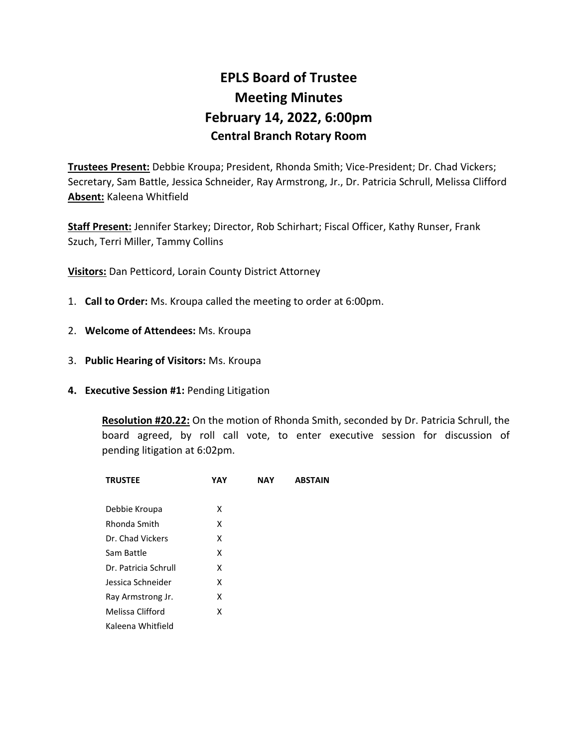# EPLS Board of Trustee
# Meeting Minutes
# February 14, 2022, 6:00pm
### Central Branch Rotary Room

**Trustees Present:** Debbie Kroupa; President, Rhonda Smith; Vice-President; Dr. Chad Vickers; Secretary, Sam Battle, Jessica Schneider, Ray Armstrong, Jr., Dr. Patricia Schrull, Melissa Clifford
**Absent:** Kaleena Whitfield

**Staff Present:** Jennifer Starkey; Director, Rob Schirhart; Fiscal Officer, Kathy Runser, Frank Szuch, Terri Miller, Tammy Collins

**Visitors:** Dan Petticord, Lorain County District Attorney

1. **Call to Order:** Ms. Kroupa called the meeting to order at 6:00pm.

2. **Welcome of Attendees:** Ms. Kroupa

3. **Public Hearing of Visitors:** Ms. Kroupa

4. **Executive Session #1:** Pending Litigation

   **Resolution #20.22:** On the motion of Rhonda Smith, seconded by Dr. Patricia Schrull, the board agreed, by roll call vote, to enter executive session for discussion of pending litigation at 6:02pm.

| TRUSTEE | YAY | NAY | ABSTAIN |
|---|---|---|---|
| Debbie Kroupa | X | | |
| Rhonda Smith | X | | |
| Dr. Chad Vickers | X | | |
| Sam Battle | X | | |
| Dr. Patricia Schrull | X | | |
| Jessica Schneider | X | | |
| Ray Armstrong Jr. | X | | |
| Melissa Clifford | X | | |
| Kaleena Whitfield | | | |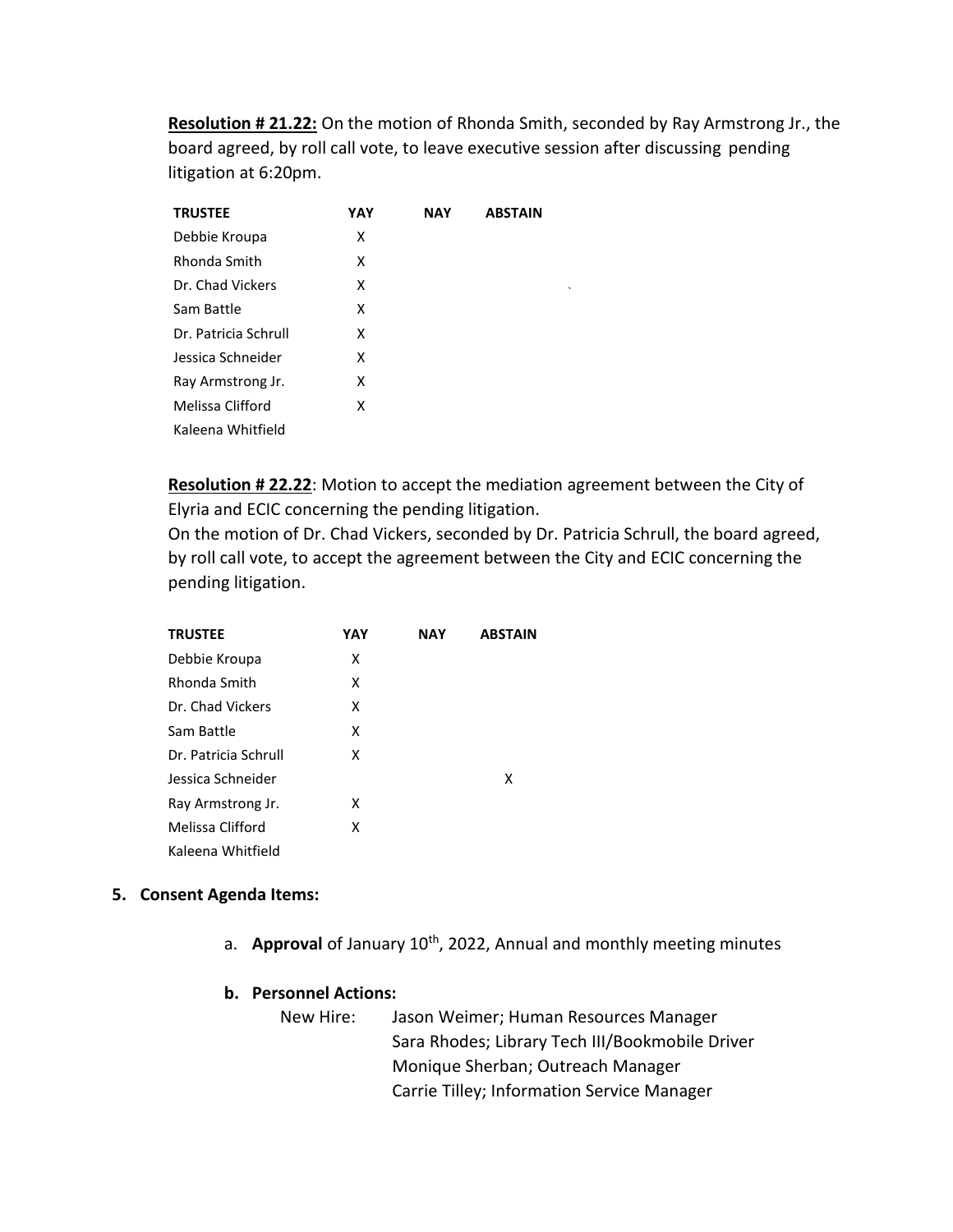**Resolution # 21.22:** On the motion of Rhonda Smith, seconded by Ray Armstrong Jr., the board agreed, by roll call vote, to leave executive session after discussing pending litigation at 6:20pm.

| TRUSTEE | YAY | NAY | ABSTAIN |
|---|---|---|---|
| Debbie Kroupa | X | | |
| Rhonda Smith | X | | |
| Dr. Chad Vickers | X | | |
| Sam Battle | X | | |
| Dr. Patricia Schrull | X | | |
| Jessica Schneider | X | | |
| Ray Armstrong Jr. | X | | |
| Melissa Clifford | X | | |
| Kaleena Whitfield | | | |

**Resolution # 22.22**: Motion to accept the mediation agreement between the City of Elyria and ECIC concerning the pending litigation.
On the motion of Dr. Chad Vickers, seconded by Dr. Patricia Schrull, the board agreed, by roll call vote, to accept the agreement between the City and ECIC concerning the pending litigation.

| TRUSTEE | YAY | NAY | ABSTAIN |
|---|---|---|---|
| Debbie Kroupa | X | | |
| Rhonda Smith | X | | |
| Dr. Chad Vickers | X | | |
| Sam Battle | X | | |
| Dr. Patricia Schrull | X | | |
| Jessica Schneider | | | X |
| Ray Armstrong Jr. | X | | |
| Melissa Clifford | X | | |
| Kaleena Whitfield | | | |

5. **Consent Agenda Items:**

   a. **Approval** of January 10th, 2022, Annual and monthly meeting minutes

   b. **Personnel Actions:**

      New Hire: Jason Weimer; Human Resources Manager
      Sara Rhodes; Library Tech III/Bookmobile Driver
      Monique Sherban; Outreach Manager
      Carrie Tilley; Information Service Manager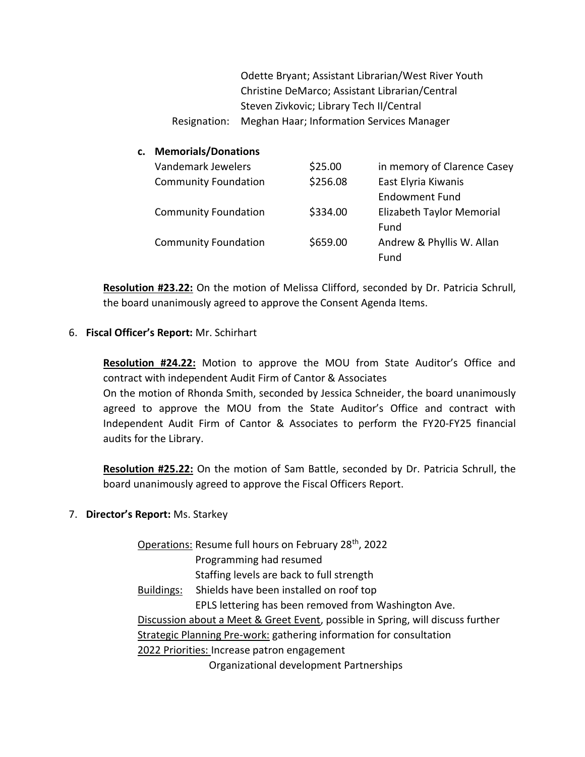Odette Bryant; Assistant Librarian/West River Youth
Christine DeMarco; Assistant Librarian/Central
Steven Zivkovic; Library Tech II/Central

Resignation: Meghan Haar; Information Services Manager

**c. Memorials/Donations**

| | | |
|---|---|---|
| Vandemark Jewelers | \$25.00 | in memory of Clarence Casey |
| Community Foundation | \$256.08 | East Elyria Kiwanis Endowment Fund |
| Community Foundation | \$334.00 | Elizabeth Taylor Memorial Fund |
| Community Foundation | \$659.00 | Andrew & Phyllis W. Allan Fund |

**Resolution #23.22:** On the motion of Melissa Clifford, seconded by Dr. Patricia Schrull, the board unanimously agreed to approve the Consent Agenda Items.

6. **Fiscal Officer's Report:** Mr. Schirhart

**Resolution #24.22:** Motion to approve the MOU from State Auditor's Office and contract with independent Audit Firm of Cantor & Associates
On the motion of Rhonda Smith, seconded by Jessica Schneider, the board unanimously agreed to approve the MOU from the State Auditor's Office and contract with Independent Audit Firm of Cantor & Associates to perform the FY20-FY25 financial audits for the Library.

**Resolution #25.22:** On the motion of Sam Battle, seconded by Dr. Patricia Schrull, the board unanimously agreed to approve the Fiscal Officers Report.

7. **Director's Report:** Ms. Starkey

Operations: Resume full hours on February 28th, 2022
Programming had resumed
Staffing levels are back to full strength

Buildings: Shields have been installed on roof top
EPLS lettering has been removed from Washington Ave.

Discussion about a Meet & Greet Event, possible in Spring, will discuss further

Strategic Planning Pre-work: gathering information for consultation

2022 Priorities: Increase patron engagement
Organizational development Partnerships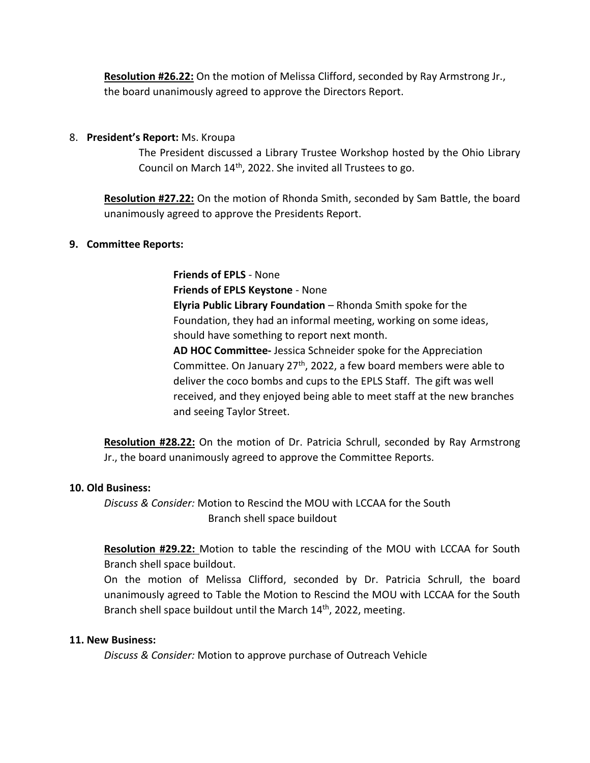**Resolution #26.22:** On the motion of Melissa Clifford, seconded by Ray Armstrong Jr., the board unanimously agreed to approve the Directors Report.

8. **President's Report:** Ms. Kroupa

   The President discussed a Library Trustee Workshop hosted by the Ohio Library Council on March 14th, 2022. She invited all Trustees to go.

**Resolution #27.22:** On the motion of Rhonda Smith, seconded by Sam Battle, the board unanimously agreed to approve the Presidents Report.

**9. Committee Reports:**

**Friends of EPLS** - None
**Friends of EPLS Keystone** - None
**Elyria Public Library Foundation** – Rhonda Smith spoke for the Foundation, they had an informal meeting, working on some ideas, should have something to report next month.
**AD HOC Committee-** Jessica Schneider spoke for the Appreciation Committee. On January 27th, 2022, a few board members were able to deliver the coco bombs and cups to the EPLS Staff. The gift was well received, and they enjoyed being able to meet staff at the new branches and seeing Taylor Street.

**Resolution #28.22:** On the motion of Dr. Patricia Schrull, seconded by Ray Armstrong Jr., the board unanimously agreed to approve the Committee Reports.

**10. Old Business:**

*Discuss & Consider:* Motion to Rescind the MOU with LCCAA for the South Branch shell space buildout

**Resolution #29.22:** Motion to table the rescinding of the MOU with LCCAA for South Branch shell space buildout.
On the motion of Melissa Clifford, seconded by Dr. Patricia Schrull, the board unanimously agreed to Table the Motion to Rescind the MOU with LCCAA for the South Branch shell space buildout until the March 14th, 2022, meeting.

**11. New Business:**

*Discuss & Consider:* Motion to approve purchase of Outreach Vehicle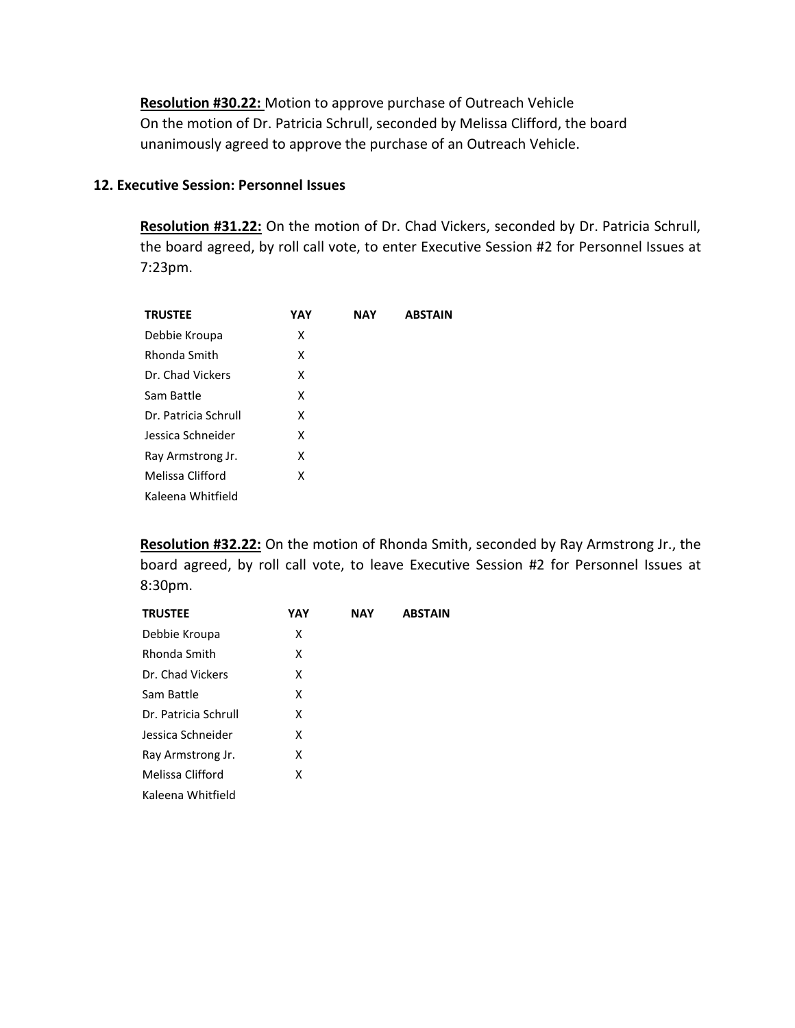**<u>Resolution #30.22:</u>** Motion to approve purchase of Outreach Vehicle
On the motion of Dr. Patricia Schrull, seconded by Melissa Clifford, the board unanimously agreed to approve the purchase of an Outreach Vehicle.

**12. Executive Session: Personnel Issues**

**<u>Resolution #31.22:</u>** On the motion of Dr. Chad Vickers, seconded by Dr. Patricia Schrull, the board agreed, by roll call vote, to enter Executive Session #2 for Personnel Issues at 7:23pm.

| TRUSTEE | YAY | NAY | ABSTAIN |
|---|---|---|---|
| Debbie Kroupa | X | | |
| Rhonda Smith | X | | |
| Dr. Chad Vickers | X | | |
| Sam Battle | X | | |
| Dr. Patricia Schrull | X | | |
| Jessica Schneider | X | | |
| Ray Armstrong Jr. | X | | |
| Melissa Clifford | X | | |
| Kaleena Whitfield | | | |

**<u>Resolution #32.22:</u>** On the motion of Rhonda Smith, seconded by Ray Armstrong Jr., the board agreed, by roll call vote, to leave Executive Session #2 for Personnel Issues at 8:30pm.

| TRUSTEE | YAY | NAY | ABSTAIN |
|---|---|---|---|
| Debbie Kroupa | X | | |
| Rhonda Smith | X | | |
| Dr. Chad Vickers | X | | |
| Sam Battle | X | | |
| Dr. Patricia Schrull | X | | |
| Jessica Schneider | X | | |
| Ray Armstrong Jr. | X | | |
| Melissa Clifford | X | | |
| Kaleena Whitfield | | | |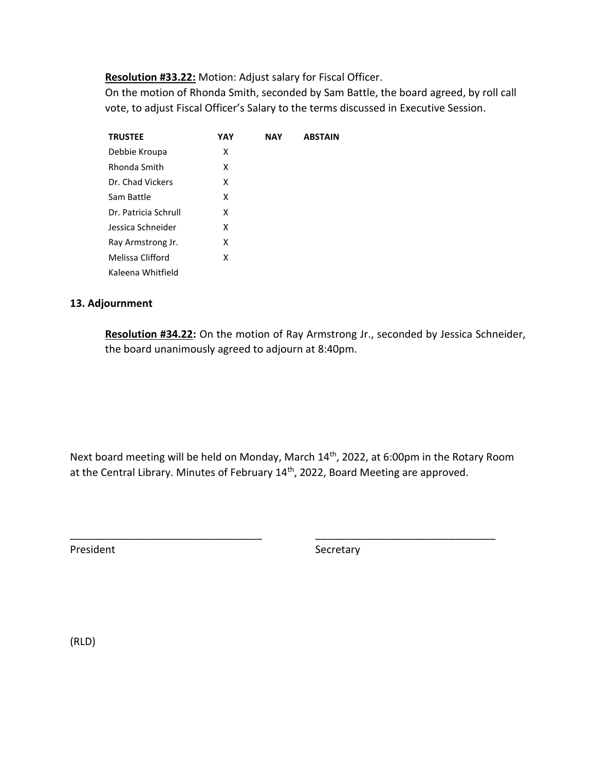**Resolution #33.22:** Motion: Adjust salary for Fiscal Officer.
On the motion of Rhonda Smith, seconded by Sam Battle, the board agreed, by roll call vote, to adjust Fiscal Officer's Salary to the terms discussed in Executive Session.

| TRUSTEE | YAY | NAY | ABSTAIN |
|---|---|---|---|
| Debbie Kroupa | X | | |
| Rhonda Smith | X | | |
| Dr. Chad Vickers | X | | |
| Sam Battle | X | | |
| Dr. Patricia Schrull | X | | |
| Jessica Schneider | X | | |
| Ray Armstrong Jr. | X | | |
| Melissa Clifford | X | | |
| Kaleena Whitfield | | | |

### 13. Adjournment

**Resolution #34.22:** On the motion of Ray Armstrong Jr., seconded by Jessica Schneider, the board unanimously agreed to adjourn at 8:40pm.

Next board meeting will be held on Monday, March 14th, 2022, at 6:00pm in the Rotary Room at the Central Library. Minutes of February 14th, 2022, Board Meeting are approved.

_________________________________ President

_________________________________ Secretary

(RLD)